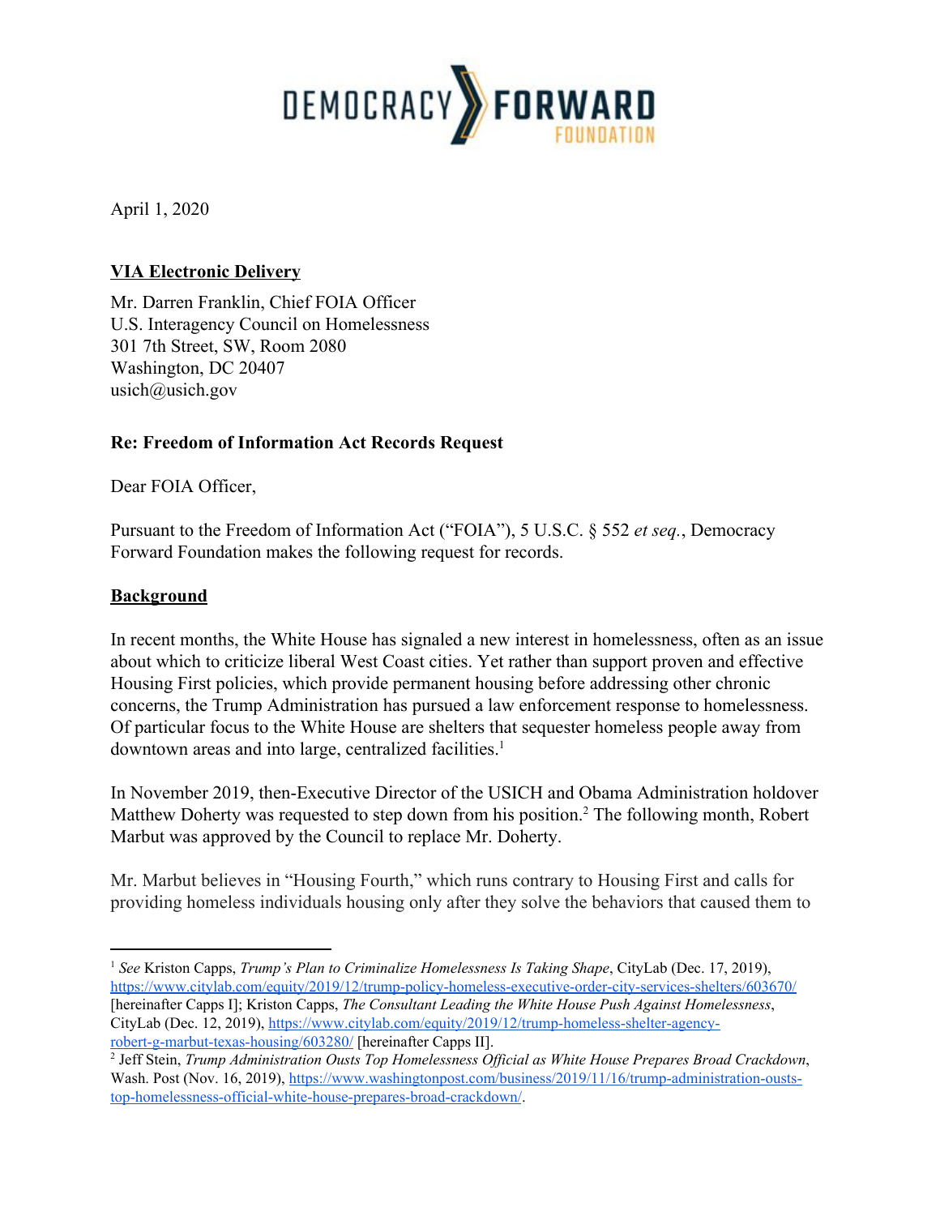DEMOCRACY FORWARD FOUNDATION

April 1, 2020

**VIA Electronic Delivery**

Mr. Darren Franklin, Chief FOIA Officer
U.S. Interagency Council on Homelessness
301 7th Street, SW, Room 2080
Washington, DC 20407
usich@usich.gov

**Re: Freedom of Information Act Records Request**

Dear FOIA Officer,

Pursuant to the Freedom of Information Act ("FOIA"), 5 U.S.C. § 552 *et seq.*, Democracy Forward Foundation makes the following request for records.

**Background**

In recent months, the White House has signaled a new interest in homelessness, often as an issue about which to criticize liberal West Coast cities. Yet rather than support proven and effective Housing First policies, which provide permanent housing before addressing other chronic concerns, the Trump Administration has pursued a law enforcement response to homelessness. Of particular focus to the White House are shelters that sequester homeless people away from downtown areas and into large, centralized facilities.[1]

In November 2019, then-Executive Director of the USICH and Obama Administration holdover Matthew Doherty was requested to step down from his position.[2] The following month, Robert Marbut was approved by the Council to replace Mr. Doherty.

Mr. Marbut believes in "Housing Fourth," which runs contrary to Housing First and calls for providing homeless individuals housing only after they solve the behaviors that caused them to

---

[1] *See* Kriston Capps, *Trump's Plan to Criminalize Homelessness Is Taking Shape*, CityLab (Dec. 17, 2019), https://www.citylab.com/equity/2019/12/trump-policy-homeless-executive-order-city-services-shelters/603670/ [hereinafter Capps I]; Kriston Capps, *The Consultant Leading the White House Push Against Homelessness*, CityLab (Dec. 12, 2019), https://www.citylab.com/equity/2019/12/trump-homeless-shelter-agency-robert-g-marbut-texas-housing/603280/ [hereinafter Capps II].

[2] Jeff Stein, *Trump Administration Ousts Top Homelessness Official as White House Prepares Broad Crackdown*, Wash. Post (Nov. 16, 2019), https://www.washingtonpost.com/business/2019/11/16/trump-administration-ousts-top-homelessness-official-white-house-prepares-broad-crackdown/.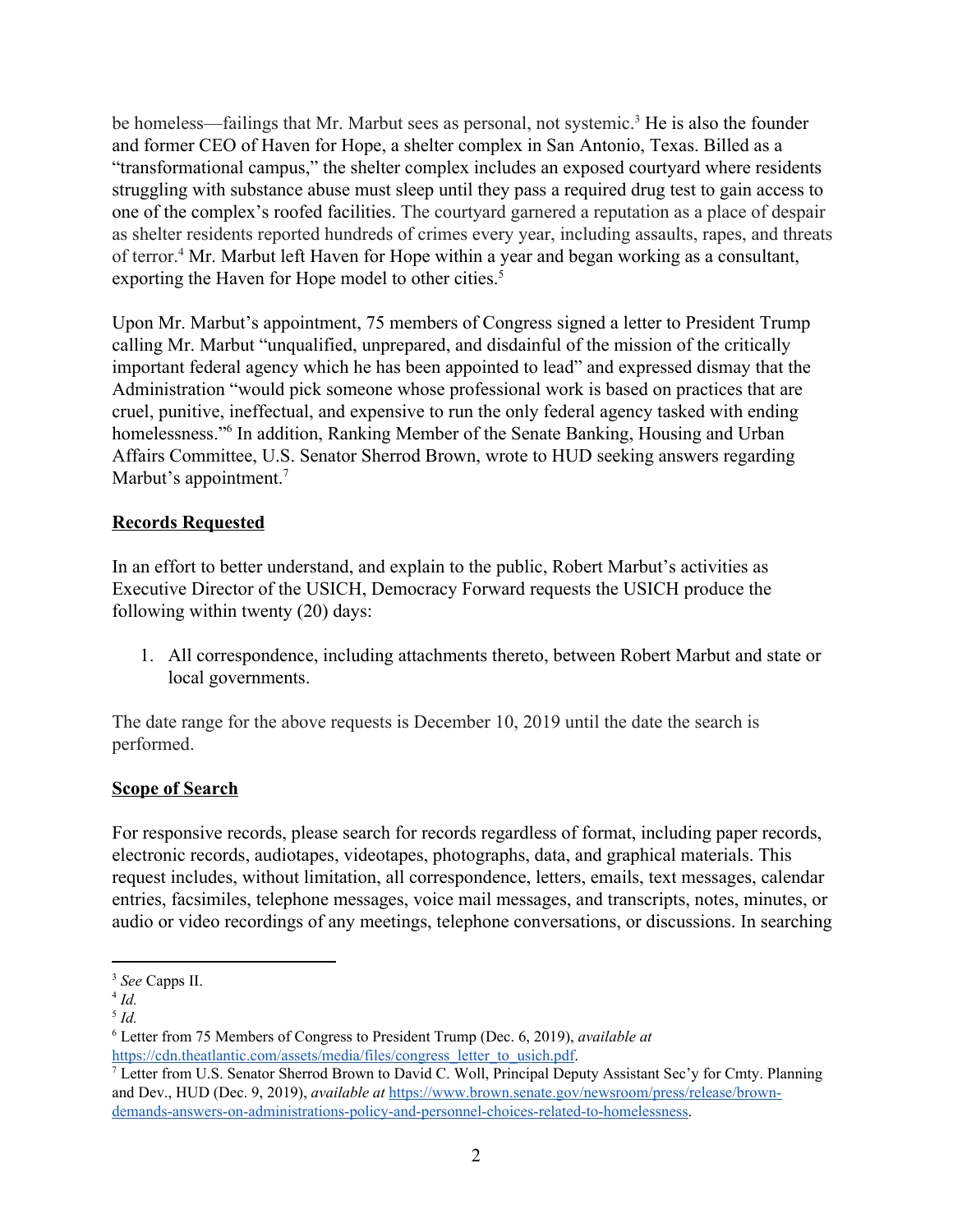be homeless—failings that Mr. Marbut sees as personal, not systemic.[3] He is also the founder and former CEO of Haven for Hope, a shelter complex in San Antonio, Texas. Billed as a "transformational campus," the shelter complex includes an exposed courtyard where residents struggling with substance abuse must sleep until they pass a required drug test to gain access to one of the complex's roofed facilities. The courtyard garnered a reputation as a place of despair as shelter residents reported hundreds of crimes every year, including assaults, rapes, and threats of terror.[4] Mr. Marbut left Haven for Hope within a year and began working as a consultant, exporting the Haven for Hope model to other cities.[5]

Upon Mr. Marbut's appointment, 75 members of Congress signed a letter to President Trump calling Mr. Marbut "unqualified, unprepared, and disdainful of the mission of the critically important federal agency which he has been appointed to lead" and expressed dismay that the Administration "would pick someone whose professional work is based on practices that are cruel, punitive, ineffectual, and expensive to run the only federal agency tasked with ending homelessness."[6] In addition, Ranking Member of the Senate Banking, Housing and Urban Affairs Committee, U.S. Senator Sherrod Brown, wrote to HUD seeking answers regarding Marbut's appointment.[7]

## **Records Requested**

In an effort to better understand, and explain to the public, Robert Marbut's activities as Executive Director of the USICH, Democracy Forward requests the USICH produce the following within twenty (20) days:

1. All correspondence, including attachments thereto, between Robert Marbut and state or local governments.

The date range for the above requests is December 10, 2019 until the date the search is performed.

## **Scope of Search**

For responsive records, please search for records regardless of format, including paper records, electronic records, audiotapes, videotapes, photographs, data, and graphical materials. This request includes, without limitation, all correspondence, letters, emails, text messages, calendar entries, facsimiles, telephone messages, voice mail messages, and transcripts, notes, minutes, or audio or video recordings of any meetings, telephone conversations, or discussions. In searching

---

[3] *See* Capps II.

[4] *Id.*

[5] *Id.*

[6] Letter from 75 Members of Congress to President Trump (Dec. 6, 2019), *available at* https://cdn.theatlantic.com/assets/media/files/congress_letter_to_usich.pdf.

[7] Letter from U.S. Senator Sherrod Brown to David C. Woll, Principal Deputy Assistant Sec'y for Cmty. Planning and Dev., HUD (Dec. 9, 2019), *available at* https://www.brown.senate.gov/newsroom/press/release/brown-demands-answers-on-administrations-policy-and-personnel-choices-related-to-homelessness.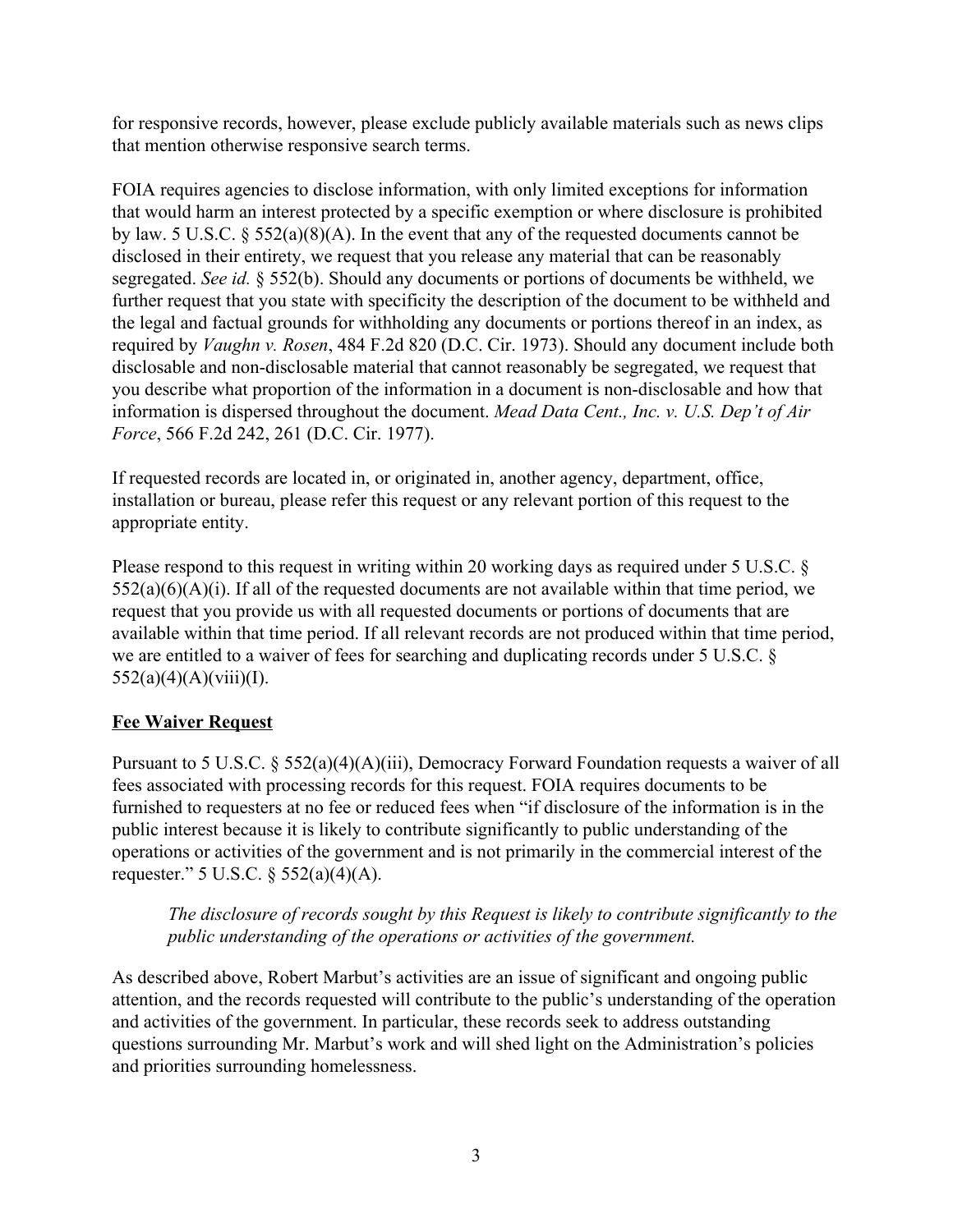for responsive records, however, please exclude publicly available materials such as news clips that mention otherwise responsive search terms.

FOIA requires agencies to disclose information, with only limited exceptions for information that would harm an interest protected by a specific exemption or where disclosure is prohibited by law. 5 U.S.C. § 552(a)(8)(A). In the event that any of the requested documents cannot be disclosed in their entirety, we request that you release any material that can be reasonably segregated. *See id.* § 552(b). Should any documents or portions of documents be withheld, we further request that you state with specificity the description of the document to be withheld and the legal and factual grounds for withholding any documents or portions thereof in an index, as required by *Vaughn v. Rosen*, 484 F.2d 820 (D.C. Cir. 1973). Should any document include both disclosable and non-disclosable material that cannot reasonably be segregated, we request that you describe what proportion of the information in a document is non-disclosable and how that information is dispersed throughout the document. *Mead Data Cent., Inc. v. U.S. Dep't of Air Force*, 566 F.2d 242, 261 (D.C. Cir. 1977).

If requested records are located in, or originated in, another agency, department, office, installation or bureau, please refer this request or any relevant portion of this request to the appropriate entity.

Please respond to this request in writing within 20 working days as required under 5 U.S.C. § 552(a)(6)(A)(i). If all of the requested documents are not available within that time period, we request that you provide us with all requested documents or portions of documents that are available within that time period. If all relevant records are not produced within that time period, we are entitled to a waiver of fees for searching and duplicating records under 5 U.S.C. § 552(a)(4)(A)(viii)(I).

**Fee Waiver Request**

Pursuant to 5 U.S.C. § 552(a)(4)(A)(iii), Democracy Forward Foundation requests a waiver of all fees associated with processing records for this request. FOIA requires documents to be furnished to requesters at no fee or reduced fees when "if disclosure of the information is in the public interest because it is likely to contribute significantly to public understanding of the operations or activities of the government and is not primarily in the commercial interest of the requester." 5 U.S.C. § 552(a)(4)(A).

> *The disclosure of records sought by this Request is likely to contribute significantly to the public understanding of the operations or activities of the government.*

As described above, Robert Marbut's activities are an issue of significant and ongoing public attention, and the records requested will contribute to the public's understanding of the operation and activities of the government. In particular, these records seek to address outstanding questions surrounding Mr. Marbut's work and will shed light on the Administration's policies and priorities surrounding homelessness.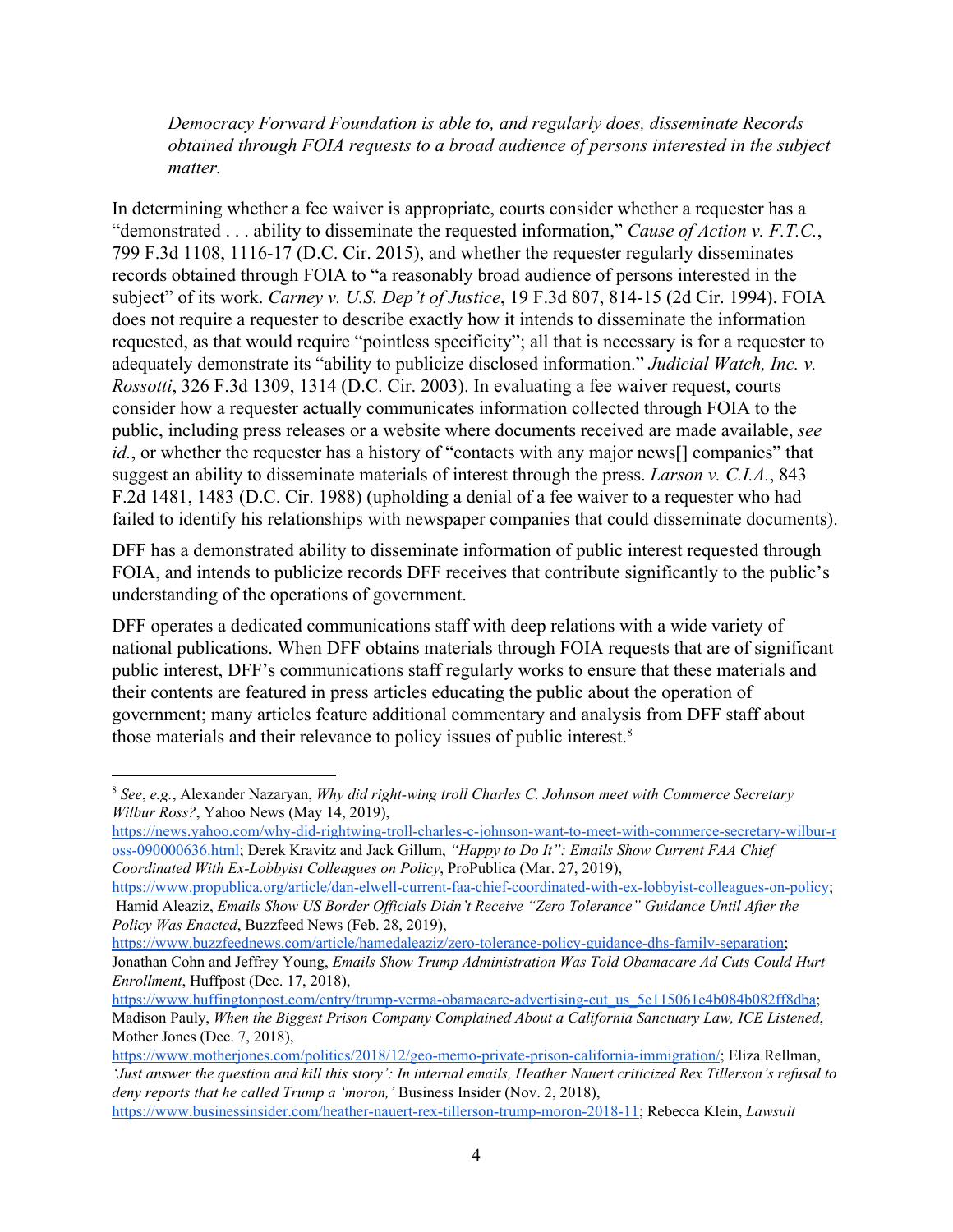*Democracy Forward Foundation is able to, and regularly does, disseminate Records obtained through FOIA requests to a broad audience of persons interested in the subject matter.*

In determining whether a fee waiver is appropriate, courts consider whether a requester has a "demonstrated . . . ability to disseminate the requested information," *Cause of Action v. F.T.C.*, 799 F.3d 1108, 1116-17 (D.C. Cir. 2015), and whether the requester regularly disseminates records obtained through FOIA to "a reasonably broad audience of persons interested in the subject" of its work. *Carney v. U.S. Dep't of Justice*, 19 F.3d 807, 814-15 (2d Cir. 1994). FOIA does not require a requester to describe exactly how it intends to disseminate the information requested, as that would require "pointless specificity"; all that is necessary is for a requester to adequately demonstrate its "ability to publicize disclosed information." *Judicial Watch, Inc. v. Rossotti*, 326 F.3d 1309, 1314 (D.C. Cir. 2003). In evaluating a fee waiver request, courts consider how a requester actually communicates information collected through FOIA to the public, including press releases or a website where documents received are made available, *see id.*, or whether the requester has a history of "contacts with any major news[] companies" that suggest an ability to disseminate materials of interest through the press. *Larson v. C.I.A.*, 843 F.2d 1481, 1483 (D.C. Cir. 1988) (upholding a denial of a fee waiver to a requester who had failed to identify his relationships with newspaper companies that could disseminate documents).

DFF has a demonstrated ability to disseminate information of public interest requested through FOIA, and intends to publicize records DFF receives that contribute significantly to the public's understanding of the operations of government.

DFF operates a dedicated communications staff with deep relations with a wide variety of national publications. When DFF obtains materials through FOIA requests that are of significant public interest, DFF's communications staff regularly works to ensure that these materials and their contents are featured in press articles educating the public about the operation of government; many articles feature additional commentary and analysis from DFF staff about those materials and their relevance to policy issues of public interest.[8]

---

[8] *See*, *e.g.*, Alexander Nazaryan, *Why did right-wing troll Charles C. Johnson meet with Commerce Secretary Wilbur Ross?*, Yahoo News (May 14, 2019), https://news.yahoo.com/why-did-rightwing-troll-charles-c-johnson-want-to-meet-with-commerce-secretary-wilbur-ross-090000636.html; Derek Kravitz and Jack Gillum, *"Happy to Do It": Emails Show Current FAA Chief Coordinated With Ex-Lobbyist Colleagues on Policy*, ProPublica (Mar. 27, 2019), https://www.propublica.org/article/dan-elwell-current-faa-chief-coordinated-with-ex-lobbyist-colleagues-on-policy; Hamid Aleaziz, *Emails Show US Border Officials Didn't Receive "Zero Tolerance" Guidance Until After the Policy Was Enacted*, Buzzfeed News (Feb. 28, 2019), https://www.buzzfeednews.com/article/hamedaleaziz/zero-tolerance-policy-guidance-dhs-family-separation; Jonathan Cohn and Jeffrey Young, *Emails Show Trump Administration Was Told Obamacare Ad Cuts Could Hurt Enrollment*, Huffpost (Dec. 17, 2018), https://www.huffingtonpost.com/entry/trump-verma-obamacare-advertising-cut_us_5c115061e4b084b082ff8dba; Madison Pauly, *When the Biggest Prison Company Complained About a California Sanctuary Law, ICE Listened*, Mother Jones (Dec. 7, 2018), https://www.motherjones.com/politics/2018/12/geo-memo-private-prison-california-immigration/; Eliza Rellman, *'Just answer the question and kill this story': In internal emails, Heather Nauert criticized Rex Tillerson's refusal to deny reports that he called Trump a 'moron,'* Business Insider (Nov. 2, 2018), https://www.businessinsider.com/heather-nauert-rex-tillerson-trump-moron-2018-11; Rebecca Klein, *Lawsuit*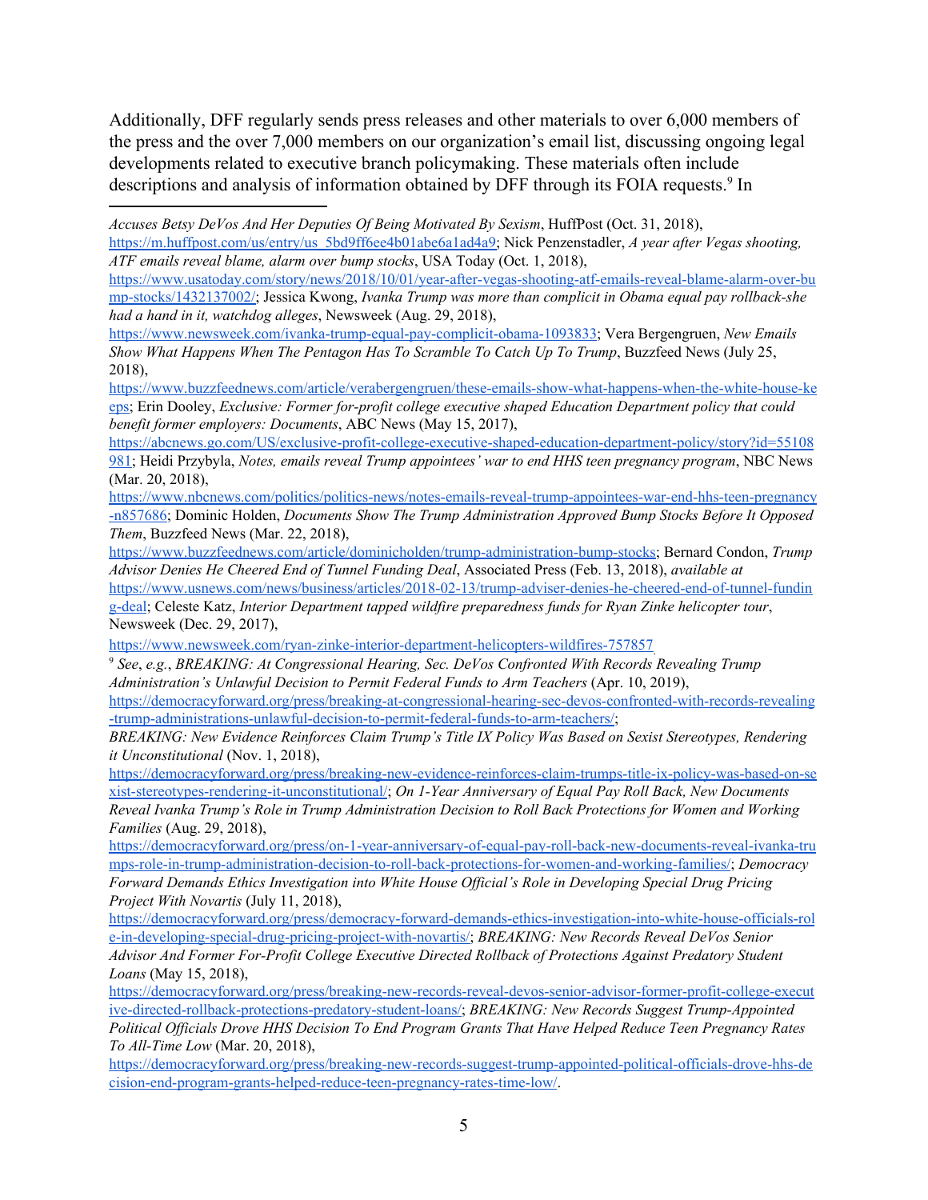Additionally, DFF regularly sends press releases and other materials to over 6,000 members of the press and the over 7,000 members on our organization's email list, discussing ongoing legal developments related to executive branch policymaking. These materials often include descriptions and analysis of information obtained by DFF through its FOIA requests.[9] In

---

*Accuses Betsy DeVos And Her Deputies Of Being Motivated By Sexism*, HuffPost (Oct. 31, 2018), https://m.huffpost.com/us/entry/us_5bd9ff6ee4b01abe6a1ad4a9; Nick Penzenstadler, *A year after Vegas shooting, ATF emails reveal blame, alarm over bump stocks*, USA Today (Oct. 1, 2018), https://www.usatoday.com/story/news/2018/10/01/year-after-vegas-shooting-atf-emails-reveal-blame-alarm-over-bump-stocks/1432137002/; Jessica Kwong, *Ivanka Trump was more than complicit in Obama equal pay rollback-she had a hand in it, watchdog alleges*, Newsweek (Aug. 29, 2018), https://www.newsweek.com/ivanka-trump-equal-pay-complicit-obama-1093833; Vera Bergengruen, *New Emails Show What Happens When The Pentagon Has To Scramble To Catch Up To Trump*, Buzzfeed News (July 25, 2018), https://www.buzzfeednews.com/article/verabergengruen/these-emails-show-what-happens-when-the-white-house-keeps; Erin Dooley, *Exclusive: Former for-profit college executive shaped Education Department policy that could benefit former employers: Documents*, ABC News (May 15, 2017), https://abcnews.go.com/US/exclusive-profit-college-executive-shaped-education-department-policy/story?id=55108981; Heidi Przybyla, *Notes, emails reveal Trump appointees' war to end HHS teen pregnancy program*, NBC News (Mar. 20, 2018), https://www.nbcnews.com/politics/politics-news/notes-emails-reveal-trump-appointees-war-end-hhs-teen-pregnancy-n857686; Dominic Holden, *Documents Show The Trump Administration Approved Bump Stocks Before It Opposed Them*, Buzzfeed News (Mar. 22, 2018), https://www.buzzfeednews.com/article/dominicholden/trump-administration-bump-stocks; Bernard Condon, *Trump Advisor Denies He Cheered End of Tunnel Funding Deal*, Associated Press (Feb. 13, 2018), *available at* https://www.usnews.com/news/business/articles/2018-02-13/trump-adviser-denies-he-cheered-end-of-tunnel-funding-deal; Celeste Katz, *Interior Department tapped wildfire preparedness funds for Ryan Zinke helicopter tour*, Newsweek (Dec. 29, 2017), https://www.newsweek.com/ryan-zinke-interior-department-helicopters-wildfires-757857

[9] *See*, *e.g.*, *BREAKING: At Congressional Hearing, Sec. DeVos Confronted With Records Revealing Trump Administration's Unlawful Decision to Permit Federal Funds to Arm Teachers* (Apr. 10, 2019), https://democracyforward.org/press/breaking-at-congressional-hearing-sec-devos-confronted-with-records-revealing-trump-administrations-unlawful-decision-to-permit-federal-funds-to-arm-teachers/; *BREAKING: New Evidence Reinforces Claim Trump's Title IX Policy Was Based on Sexist Stereotypes, Rendering it Unconstitutional* (Nov. 1, 2018), https://democracyforward.org/press/breaking-new-evidence-reinforces-claim-trumps-title-ix-policy-was-based-on-sexist-stereotypes-rendering-it-unconstitutional/; *On 1-Year Anniversary of Equal Pay Roll Back, New Documents Reveal Ivanka Trump's Role in Trump Administration Decision to Roll Back Protections for Women and Working Families* (Aug. 29, 2018), https://democracyforward.org/press/on-1-year-anniversary-of-equal-pay-roll-back-new-documents-reveal-ivanka-trumps-role-in-trump-administration-decision-to-roll-back-protections-for-women-and-working-families/; *Democracy Forward Demands Ethics Investigation into White House Official's Role in Developing Special Drug Pricing Project With Novartis* (July 11, 2018), https://democracyforward.org/press/democracy-forward-demands-ethics-investigation-into-white-house-officials-role-in-developing-special-drug-pricing-project-with-novartis/; *BREAKING: New Records Reveal DeVos Senior Advisor And Former For-Profit College Executive Directed Rollback of Protections Against Predatory Student Loans* (May 15, 2018), https://democracyforward.org/press/breaking-new-records-reveal-devos-senior-advisor-former-profit-college-executive-directed-rollback-protections-predatory-student-loans/; *BREAKING: New Records Suggest Trump-Appointed Political Officials Drove HHS Decision To End Program Grants That Have Helped Reduce Teen Pregnancy Rates To All-Time Low* (Mar. 20, 2018), https://democracyforward.org/press/breaking-new-records-suggest-trump-appointed-political-officials-drove-hhs-decision-end-program-grants-helped-reduce-teen-pregnancy-rates-time-low/.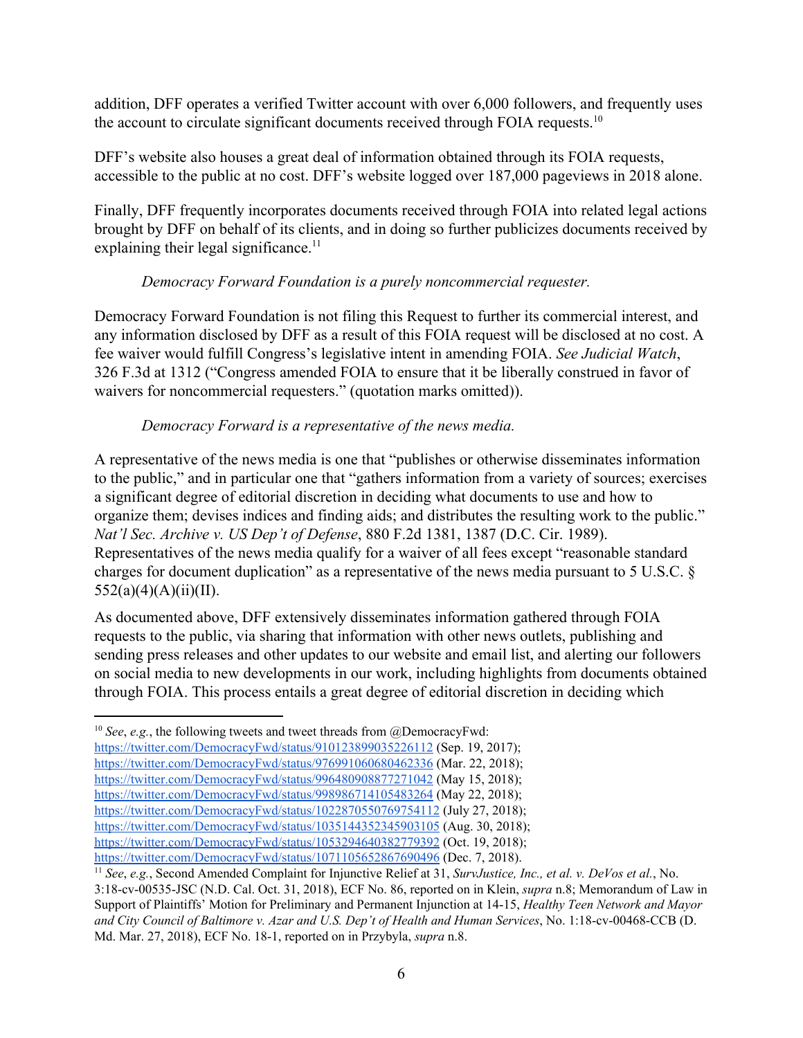addition, DFF operates a verified Twitter account with over 6,000 followers, and frequently uses the account to circulate significant documents received through FOIA requests.[10]

DFF's website also houses a great deal of information obtained through its FOIA requests, accessible to the public at no cost. DFF's website logged over 187,000 pageviews in 2018 alone.

Finally, DFF frequently incorporates documents received through FOIA into related legal actions brought by DFF on behalf of its clients, and in doing so further publicizes documents received by explaining their legal significance.[11]

*Democracy Forward Foundation is a purely noncommercial requester.*

Democracy Forward Foundation is not filing this Request to further its commercial interest, and any information disclosed by DFF as a result of this FOIA request will be disclosed at no cost. A fee waiver would fulfill Congress's legislative intent in amending FOIA. *See Judicial Watch*, 326 F.3d at 1312 ("Congress amended FOIA to ensure that it be liberally construed in favor of waivers for noncommercial requesters." (quotation marks omitted)).

*Democracy Forward is a representative of the news media.*

A representative of the news media is one that "publishes or otherwise disseminates information to the public," and in particular one that "gathers information from a variety of sources; exercises a significant degree of editorial discretion in deciding what documents to use and how to organize them; devises indices and finding aids; and distributes the resulting work to the public." *Nat'l Sec. Archive v. US Dep't of Defense*, 880 F.2d 1381, 1387 (D.C. Cir. 1989). Representatives of the news media qualify for a waiver of all fees except "reasonable standard charges for document duplication" as a representative of the news media pursuant to 5 U.S.C. § 552(a)(4)(A)(ii)(II).

As documented above, DFF extensively disseminates information gathered through FOIA requests to the public, via sharing that information with other news outlets, publishing and sending press releases and other updates to our website and email list, and alerting our followers on social media to new developments in our work, including highlights from documents obtained through FOIA. This process entails a great degree of editorial discretion in deciding which

---

[10] *See*, *e.g.*, the following tweets and tweet threads from @DemocracyFwd:
https://twitter.com/DemocracyFwd/status/910123899035226112 (Sep. 19, 2017);
https://twitter.com/DemocracyFwd/status/976991060680462336 (Mar. 22, 2018);
https://twitter.com/DemocracyFwd/status/996480908877271042 (May 15, 2018);
https://twitter.com/DemocracyFwd/status/998986714105483264 (May 22, 2018);
https://twitter.com/DemocracyFwd/status/1022870550769754112 (July 27, 2018);
https://twitter.com/DemocracyFwd/status/1035144352345903105 (Aug. 30, 2018);
https://twitter.com/DemocracyFwd/status/1053294640382779392 (Oct. 19, 2018);
https://twitter.com/DemocracyFwd/status/1071105652867690496 (Dec. 7, 2018).

[11] *See*, *e.g.*, Second Amended Complaint for Injunctive Relief at 31, *SurvJustice, Inc., et al. v. DeVos et al.*, No. 3:18-cv-00535-JSC (N.D. Cal. Oct. 31, 2018), ECF No. 86, reported on in Klein, *supra* n.8; Memorandum of Law in Support of Plaintiffs' Motion for Preliminary and Permanent Injunction at 14-15, *Healthy Teen Network and Mayor and City Council of Baltimore v. Azar and U.S. Dep't of Health and Human Services*, No. 1:18-cv-00468-CCB (D. Md. Mar. 27, 2018), ECF No. 18-1, reported on in Przybyla, *supra* n.8.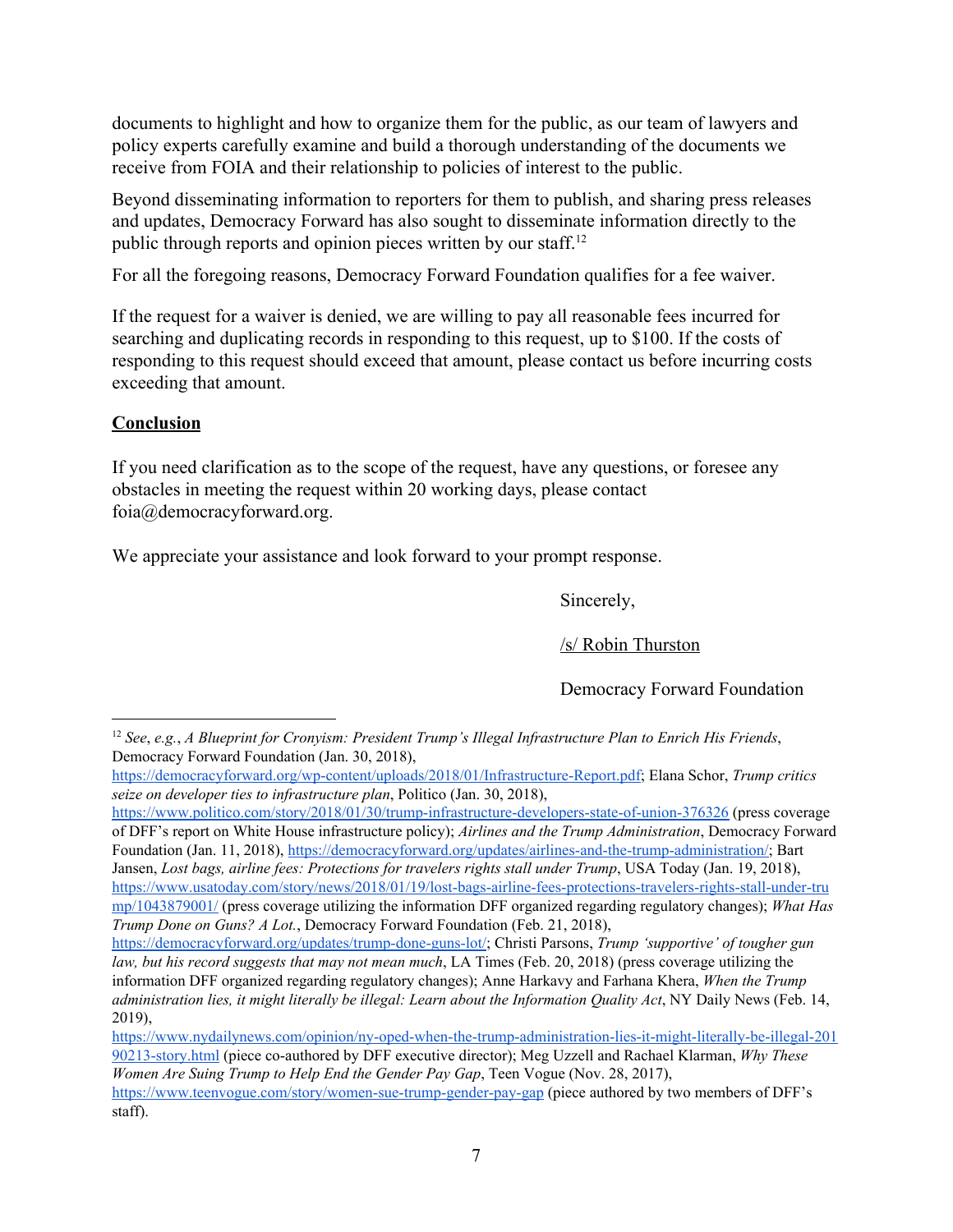documents to highlight and how to organize them for the public, as our team of lawyers and policy experts carefully examine and build a thorough understanding of the documents we receive from FOIA and their relationship to policies of interest to the public.

Beyond disseminating information to reporters for them to publish, and sharing press releases and updates, Democracy Forward has also sought to disseminate information directly to the public through reports and opinion pieces written by our staff.[12]

For all the foregoing reasons, Democracy Forward Foundation qualifies for a fee waiver.

If the request for a waiver is denied, we are willing to pay all reasonable fees incurred for searching and duplicating records in responding to this request, up to $100. If the costs of responding to this request should exceed that amount, please contact us before incurring costs exceeding that amount.

**Conclusion**

If you need clarification as to the scope of the request, have any questions, or foresee any obstacles in meeting the request within 20 working days, please contact foia@democracyforward.org.

We appreciate your assistance and look forward to your prompt response.

Sincerely,

/s/ Robin Thurston

Democracy Forward Foundation

---

[12] *See*, *e.g.*, *A Blueprint for Cronyism: President Trump's Illegal Infrastructure Plan to Enrich His Friends*, Democracy Forward Foundation (Jan. 30, 2018), https://democracyforward.org/wp-content/uploads/2018/01/Infrastructure-Report.pdf; Elana Schor, *Trump critics seize on developer ties to infrastructure plan*, Politico (Jan. 30, 2018), https://www.politico.com/story/2018/01/30/trump-infrastructure-developers-state-of-union-376326 (press coverage of DFF's report on White House infrastructure policy); *Airlines and the Trump Administration*, Democracy Forward Foundation (Jan. 11, 2018), https://democracyforward.org/updates/airlines-and-the-trump-administration/; Bart Jansen, *Lost bags, airline fees: Protections for travelers rights stall under Trump*, USA Today (Jan. 19, 2018), https://www.usatoday.com/story/news/2018/01/19/lost-bags-airline-fees-protections-travelers-rights-stall-under-trump/1043879001/ (press coverage utilizing the information DFF organized regarding regulatory changes); *What Has Trump Done on Guns? A Lot.*, Democracy Forward Foundation (Feb. 21, 2018), https://democracyforward.org/updates/trump-done-guns-lot/; Christi Parsons, *Trump 'supportive' of tougher gun law, but his record suggests that may not mean much*, LA Times (Feb. 20, 2018) (press coverage utilizing the information DFF organized regarding regulatory changes); Anne Harkavy and Farhana Khera, *When the Trump administration lies, it might literally be illegal: Learn about the Information Quality Act*, NY Daily News (Feb. 14, 2019), https://www.nydailynews.com/opinion/ny-oped-when-the-trump-administration-lies-it-might-literally-be-illegal-20190213-story.html (piece co-authored by DFF executive director); Meg Uzzell and Rachael Klarman, *Why These Women Are Suing Trump to Help End the Gender Pay Gap*, Teen Vogue (Nov. 28, 2017), https://www.teenvogue.com/story/women-sue-trump-gender-pay-gap (piece authored by two members of DFF's staff).